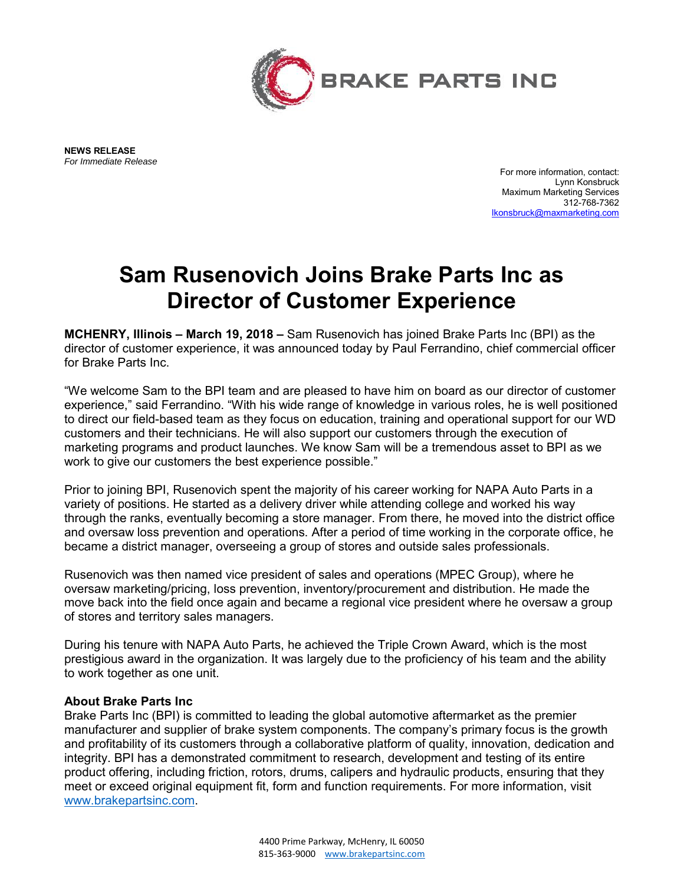BRAKE PARTS INC

**NEWS RELEASE**
*For Immediate Release*

For more information, contact:
Lynn Konsbruck
Maximum Marketing Services
312-768-7362
lkonsbruck@maxmarketing.com

# Sam Rusenovich Joins Brake Parts Inc as Director of Customer Experience

**MCHENRY, Illinois – March 19, 2018 –** Sam Rusenovich has joined Brake Parts Inc (BPI) as the director of customer experience, it was announced today by Paul Ferrandino, chief commercial officer for Brake Parts Inc.

"We welcome Sam to the BPI team and are pleased to have him on board as our director of customer experience," said Ferrandino. "With his wide range of knowledge in various roles, he is well positioned to direct our field-based team as they focus on education, training and operational support for our WD customers and their technicians. He will also support our customers through the execution of marketing programs and product launches. We know Sam will be a tremendous asset to BPI as we work to give our customers the best experience possible."

Prior to joining BPI, Rusenovich spent the majority of his career working for NAPA Auto Parts in a variety of positions. He started as a delivery driver while attending college and worked his way through the ranks, eventually becoming a store manager. From there, he moved into the district office and oversaw loss prevention and operations. After a period of time working in the corporate office, he became a district manager, overseeing a group of stores and outside sales professionals.

Rusenovich was then named vice president of sales and operations (MPEC Group), where he oversaw marketing/pricing, loss prevention, inventory/procurement and distribution. He made the move back into the field once again and became a regional vice president where he oversaw a group of stores and territory sales managers.

During his tenure with NAPA Auto Parts, he achieved the Triple Crown Award, which is the most prestigious award in the organization. It was largely due to the proficiency of his team and the ability to work together as one unit.

**About Brake Parts Inc**
Brake Parts Inc (BPI) is committed to leading the global automotive aftermarket as the premier manufacturer and supplier of brake system components. The company's primary focus is the growth and profitability of its customers through a collaborative platform of quality, innovation, dedication and integrity. BPI has a demonstrated commitment to research, development and testing of its entire product offering, including friction, rotors, drums, calipers and hydraulic products, ensuring that they meet or exceed original equipment fit, form and function requirements. For more information, visit www.brakepartsinc.com.

4400 Prime Parkway, McHenry, IL 60050
815-363-9000 www.brakepartsinc.com